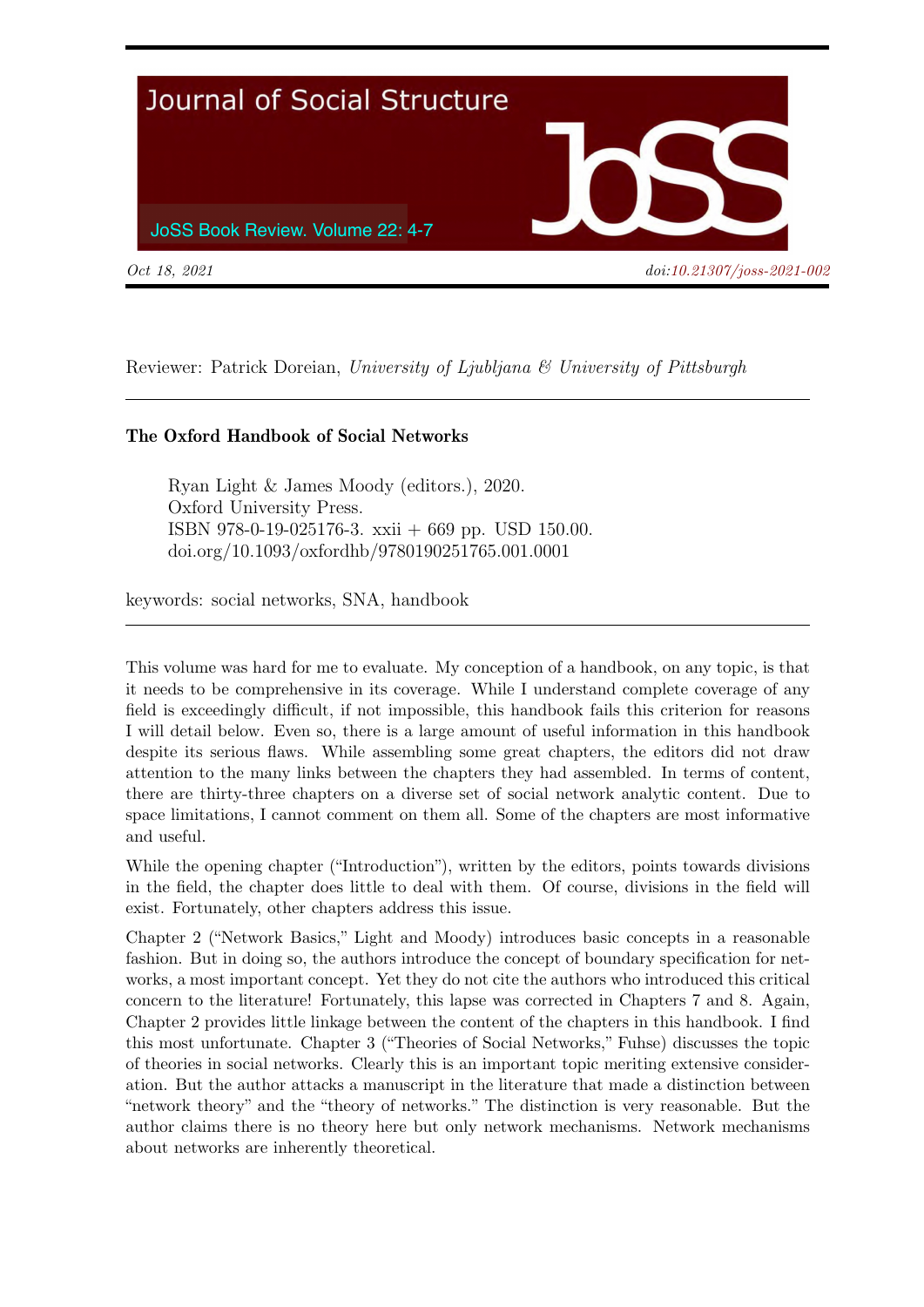Oct 18, 2021

doi:10.21307/joss-2021-002

Reviewer: Patrick Doreian, *University of Ljubljana & University of Pittsburgh*

---

**The Oxford Handbook of Social Networks**

> Ryan Light & James Moody (editors.), 2020.
> Oxford University Press.
> ISBN 978-0-19-025176-3. xxii + 669 pp. USD 150.00.
> doi.org/10.1093/oxfordhb/9780190251765.001.0001

keywords: social networks, SNA, handbook

---

This volume was hard for me to evaluate. My conception of a handbook, on any topic, is that it needs to be comprehensive in its coverage. While I understand complete coverage of any field is exceedingly difficult, if not impossible, this handbook fails this criterion for reasons I will detail below. Even so, there is a large amount of useful information in this handbook despite its serious flaws. While assembling some great chapters, the editors did not draw attention to the many links between the chapters they had assembled. In terms of content, there are thirty-three chapters on a diverse set of social network analytic content. Due to space limitations, I cannot comment on them all. Some of the chapters are most informative and useful.

While the opening chapter ("Introduction"), written by the editors, points towards divisions in the field, the chapter does little to deal with them. Of course, divisions in the field will exist. Fortunately, other chapters address this issue.

Chapter 2 ("Network Basics," Light and Moody) introduces basic concepts in a reasonable fashion. But in doing so, the authors introduce the concept of boundary specification for networks, a most important concept. Yet they do not cite the authors who introduced this critical concern to the literature! Fortunately, this lapse was corrected in Chapters 7 and 8. Again, Chapter 2 provides little linkage between the content of the chapters in this handbook. I find this most unfortunate. Chapter 3 ("Theories of Social Networks," Fuhse) discusses the topic of theories in social networks. Clearly this is an important topic meriting extensive consideration. But the author attacks a manuscript in the literature that made a distinction between "network theory" and the "theory of networks." The distinction is very reasonable. But the author claims there is no theory here but only network mechanisms. Network mechanisms about networks are inherently theoretical.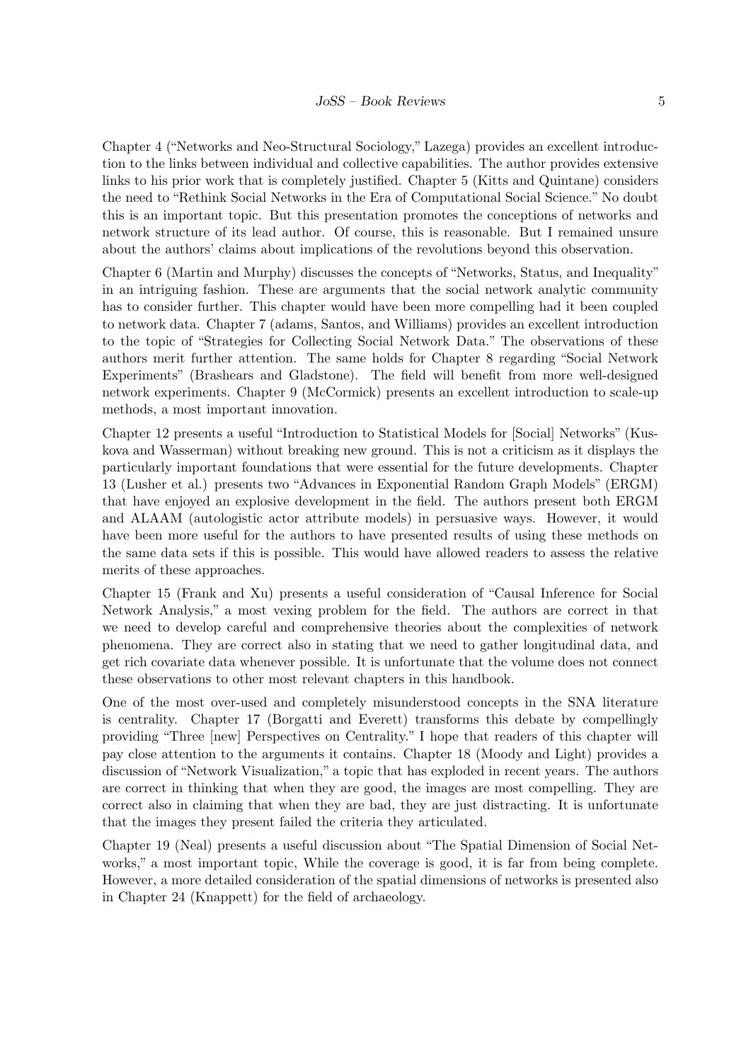Chapter 4 ("Networks and Neo-Structural Sociology," Lazega) provides an excellent introduction to the links between individual and collective capabilities. The author provides extensive links to his prior work that is completely justified. Chapter 5 (Kitts and Quintane) considers the need to "Rethink Social Networks in the Era of Computational Social Science." No doubt this is an important topic. But this presentation promotes the conceptions of networks and network structure of its lead author. Of course, this is reasonable. But I remained unsure about the authors' claims about implications of the revolutions beyond this observation.

Chapter 6 (Martin and Murphy) discusses the concepts of "Networks, Status, and Inequality" in an intriguing fashion. These are arguments that the social network analytic community has to consider further. This chapter would have been more compelling had it been coupled to network data. Chapter 7 (adams, Santos, and Williams) provides an excellent introduction to the topic of "Strategies for Collecting Social Network Data." The observations of these authors merit further attention. The same holds for Chapter 8 regarding "Social Network Experiments" (Brashears and Gladstone). The field will benefit from more well-designed network experiments. Chapter 9 (McCormick) presents an excellent introduction to scale-up methods, a most important innovation.

Chapter 12 presents a useful "Introduction to Statistical Models for [Social] Networks" (Kuskova and Wasserman) without breaking new ground. This is not a criticism as it displays the particularly important foundations that were essential for the future developments. Chapter 13 (Lusher et al.) presents two "Advances in Exponential Random Graph Models" (ERGM) that have enjoyed an explosive development in the field. The authors present both ERGM and ALAAM (autologistic actor attribute models) in persuasive ways. However, it would have been more useful for the authors to have presented results of using these methods on the same data sets if this is possible. This would have allowed readers to assess the relative merits of these approaches.

Chapter 15 (Frank and Xu) presents a useful consideration of "Causal Inference for Social Network Analysis," a most vexing problem for the field. The authors are correct in that we need to develop careful and comprehensive theories about the complexities of network phenomena. They are correct also in stating that we need to gather longitudinal data, and get rich covariate data whenever possible. It is unfortunate that the volume does not connect these observations to other most relevant chapters in this handbook.

One of the most over-used and completely misunderstood concepts in the SNA literature is centrality. Chapter 17 (Borgatti and Everett) transforms this debate by compellingly providing "Three [new] Perspectives on Centrality." I hope that readers of this chapter will pay close attention to the arguments it contains. Chapter 18 (Moody and Light) provides a discussion of "Network Visualization," a topic that has exploded in recent years. The authors are correct in thinking that when they are good, the images are most compelling. They are correct also in claiming that when they are bad, they are just distracting. It is unfortunate that the images they present failed the criteria they articulated.

Chapter 19 (Neal) presents a useful discussion about "The Spatial Dimension of Social Networks," a most important topic, While the coverage is good, it is far from being complete. However, a more detailed consideration of the spatial dimensions of networks is presented also in Chapter 24 (Knappett) for the field of archaeology.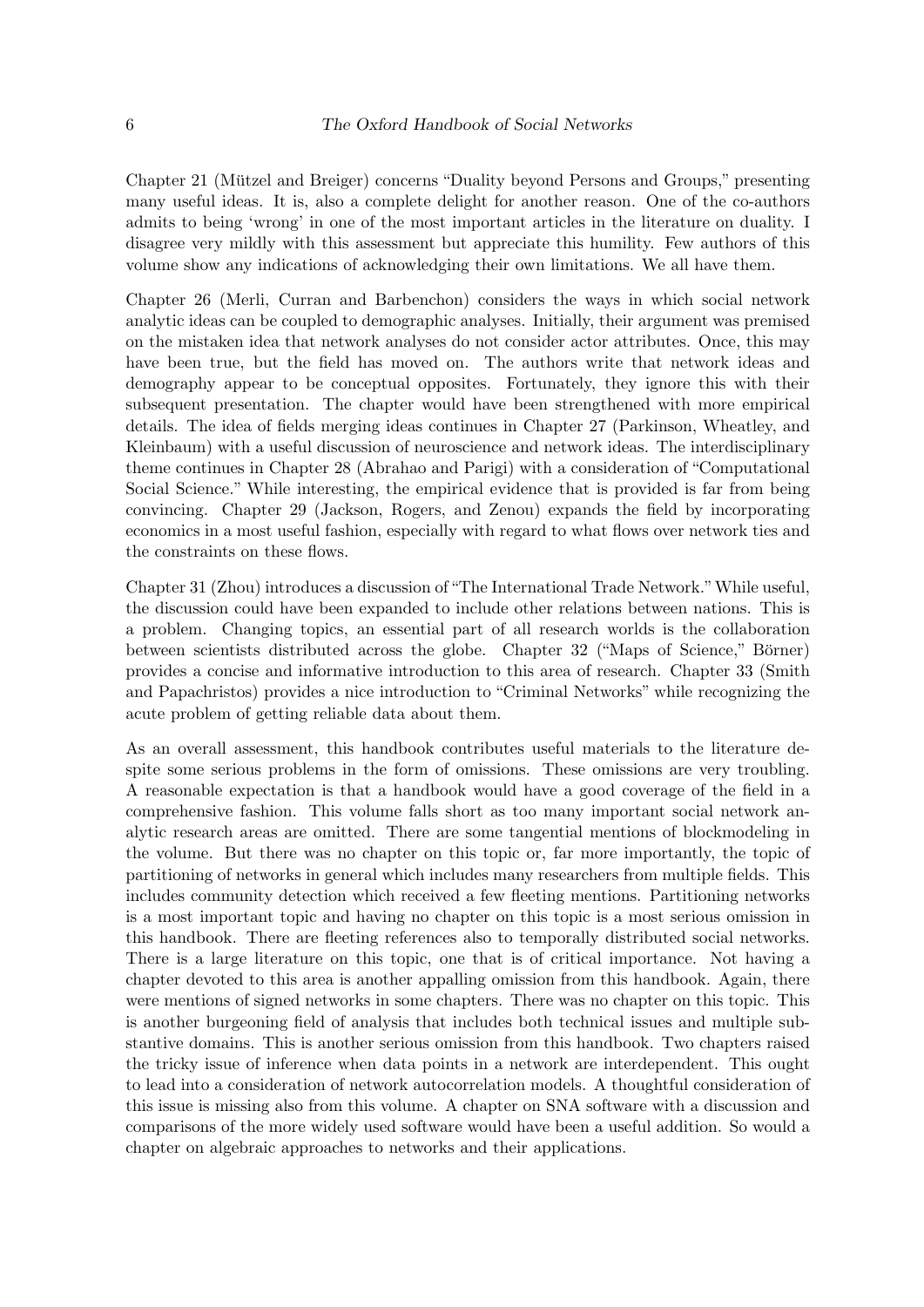Chapter 21 (Mützel and Breiger) concerns "Duality beyond Persons and Groups," presenting many useful ideas. It is, also a complete delight for another reason. One of the co-authors admits to being 'wrong' in one of the most important articles in the literature on duality. I disagree very mildly with this assessment but appreciate this humility. Few authors of this volume show any indications of acknowledging their own limitations. We all have them.

Chapter 26 (Merli, Curran and Barbenchon) considers the ways in which social network analytic ideas can be coupled to demographic analyses. Initially, their argument was premised on the mistaken idea that network analyses do not consider actor attributes. Once, this may have been true, but the field has moved on. The authors write that network ideas and demography appear to be conceptual opposites. Fortunately, they ignore this with their subsequent presentation. The chapter would have been strengthened with more empirical details. The idea of fields merging ideas continues in Chapter 27 (Parkinson, Wheatley, and Kleinbaum) with a useful discussion of neuroscience and network ideas. The interdisciplinary theme continues in Chapter 28 (Abrahao and Parigi) with a consideration of "Computational Social Science." While interesting, the empirical evidence that is provided is far from being convincing. Chapter 29 (Jackson, Rogers, and Zenou) expands the field by incorporating economics in a most useful fashion, especially with regard to what flows over network ties and the constraints on these flows.

Chapter 31 (Zhou) introduces a discussion of "The International Trade Network." While useful, the discussion could have been expanded to include other relations between nations. This is a problem. Changing topics, an essential part of all research worlds is the collaboration between scientists distributed across the globe. Chapter 32 ("Maps of Science," Börner) provides a concise and informative introduction to this area of research. Chapter 33 (Smith and Papachristos) provides a nice introduction to "Criminal Networks" while recognizing the acute problem of getting reliable data about them.

As an overall assessment, this handbook contributes useful materials to the literature despite some serious problems in the form of omissions. These omissions are very troubling. A reasonable expectation is that a handbook would have a good coverage of the field in a comprehensive fashion. This volume falls short as too many important social network analytic research areas are omitted. There are some tangential mentions of blockmodeling in the volume. But there was no chapter on this topic or, far more importantly, the topic of partitioning of networks in general which includes many researchers from multiple fields. This includes community detection which received a few fleeting mentions. Partitioning networks is a most important topic and having no chapter on this topic is a most serious omission in this handbook. There are fleeting references also to temporally distributed social networks. There is a large literature on this topic, one that is of critical importance. Not having a chapter devoted to this area is another appalling omission from this handbook. Again, there were mentions of signed networks in some chapters. There was no chapter on this topic. This is another burgeoning field of analysis that includes both technical issues and multiple substantive domains. This is another serious omission from this handbook. Two chapters raised the tricky issue of inference when data points in a network are interdependent. This ought to lead into a consideration of network autocorrelation models. A thoughtful consideration of this issue is missing also from this volume. A chapter on SNA software with a discussion and comparisons of the more widely used software would have been a useful addition. So would a chapter on algebraic approaches to networks and their applications.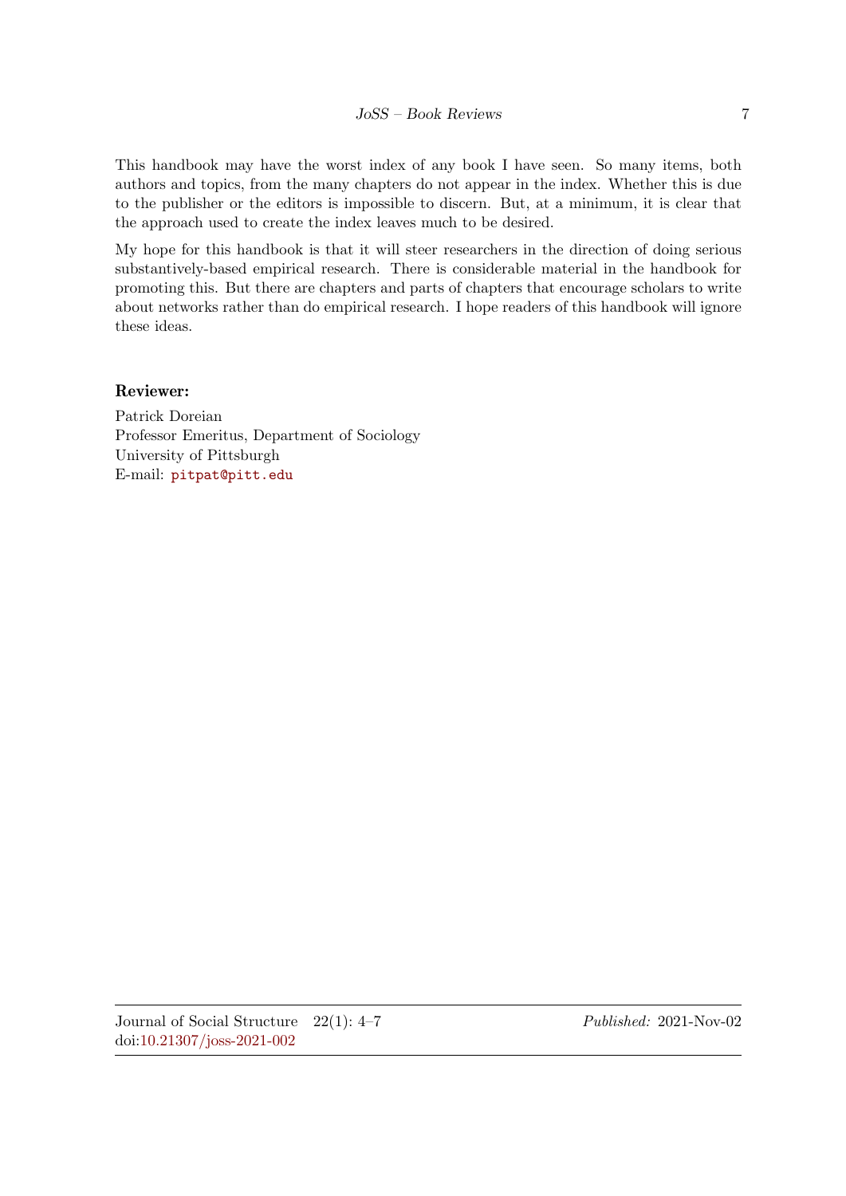This handbook may have the worst index of any book I have seen. So many items, both authors and topics, from the many chapters do not appear in the index. Whether this is due to the publisher or the editors is impossible to discern. But, at a minimum, it is clear that the approach used to create the index leaves much to be desired.

My hope for this handbook is that it will steer researchers in the direction of doing serious substantively-based empirical research. There is considerable material in the handbook for promoting this. But there are chapters and parts of chapters that encourage scholars to write about networks rather than do empirical research. I hope readers of this handbook will ignore these ideas.

**Reviewer:**

Patrick Doreian
Professor Emeritus, Department of Sociology
University of Pittsburgh
E-mail: pitpat@pitt.edu